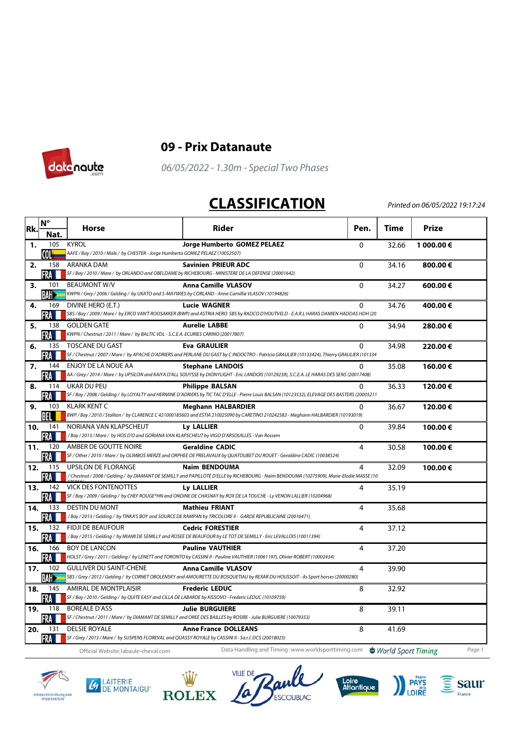# 09 - Prix Datanaute

*06/05/2022 - 1.30m - Special Two Phases*

## CLASSIFICATION

*Printed on 06/05/2022 19:17:24*

| Rk. | N° / Nat. | Horse | Rider | Pen. | Time | Prize |
|---|---|---|---|---|---|---|
| 1. | 105 COL | KYROL<br>*AAFE / Bay / 2010 / Male / by CHESTER - Jorge Humberto GOMEZ PELAEZ (10052507)* | **Jorge Humberto GOMEZ PELAEZ** | 0 | 32.66 | **1 000.00 €** |
| 2. | 158 FRA | ARANKA DAM<br>*SF / Bay / 2010 / Mare / by ORLANDO and OBELDAME by RICHEBOURG - MINISTERE DE LA DEFENSE (20001642)* | **Savinien PRIEUR ADC** | 0 | 34.16 | **800.00 €** |
| 3. | 101 BAH | BEAUMONT W/V<br>*KWPN / Grey / 2006 / Gelding / by UKATO and S-MAYWIES by CORLAND - Anne Camillie VLASOV (10194826)* | **Anna Camille VLASOV** | 0 | 34.27 | **600.00 €** |
| 4. | 169 FRA | DIVINE HERO (E.T.)<br>*SBS / Bay / 2009 / Mare / by ERCO VAN'T ROOSAKKER (BWP) and ASTRIA HERO SBS by RADCO D'HOUTVELD - E.A.R.L HARAS DAMIEN HADDAS HDH (20002782)* | **Lucie WAGNER** | 0 | 34.76 | **400.00 €** |
| 5. | 138 FRA | GOLDEN GATE<br>*KWPN / Chestnut / 2011 / Mare / by BALTIC VDL - S.C.E.A. ECURIES CARINO (20017807)* | **Aurelie LABBE** | 0 | 34.94 | **280.00 €** |
| 6. | 135 FRA | TOSCANE DU GAST<br>*SF / Chestnut / 2007 / Mare / by APACHE D'ADRIERS and PERLANE DU GAST by C INDOCTRO - Patricia GRAULIER (10133424), Thierry GRAULIER (101334* | **Eva GRAULIER** | 0 | 34.98 | **220.00 €** |
| 7. | 144 FRA | ENJOY DE LA NOUE AA<br>*AA / Grey / 2014 / Mare / by UPSILON and KAIYA D'ALL SOUYSSE by DIONYLIGHT - Eric LANDOIS (10129239), S.C.E.A. LE HARAS DES SENS (20017408)* | **Stephane LANDOIS** | 0 | 35.08 | **160.00 €** |
| 8. | 114 FRA | UKAR DU PEU<br>*SF / Bay / 2008 / Gelding / by LOYALTY and HERMINE D'ADRIERS by TIC TAC D'ELLE - Pierre Louis BALSAN (10123532), ELEVAGE DES BASTERS (20005211* | **Philippe BALSAN** | 0 | 36.33 | **120.00 €** |
| 9. | 103 BEL | KLARK KENT C<br>*BWP / Bay / 2010 / Stallion / by CLARENCE C 421000185603 and ESTIA 210025090 by CARETINO 210242583 - Meghann HALBARDIER (10193019)* | **Meghann HALBARDIER** | 0 | 36.67 | **120.00 €** |
| 10. | 141 FRA | NORIANA VAN KLAPSCHEUT<br>*/ Bay / 2013 / Mare / by HOS D'O and GORIANA VAN KLAPSCHEUT by VIGO D'ARSOUILLES - Van Rossem* | **Ly LALLIER** | 0 | 39.84 | **100.00 €** |
| 11. | 120 FRA | AMBER DE GOUTTE NOIRE<br>*SF / Other / 2010 / Mare / by OLIMBOS MERZE and ORPHEE DE PRELAVAUX by QUATOUBET DU ROUET - Geraldine CADIC (10038524)* | **Geraldine CADIC** | 4 | 30.58 | **100.00 €** |
| 12. | 115 FRA | UPSILON DE FLORANGE<br>*/ Chestnut / 2008 / Gelding / by DIAMANT DE SEMILLY and PAPILLOTE D'ELLE by RICHEBOURG - Naim BENDOUMA (10275909), Marie-Elodie MASSE (10275956)* | **Naim BENDOUMA** | 4 | 32.09 | **100.00 €** |
| 13. | 142 FRA | VICK DES FONTENOTTES<br>*SF / Bay / 2009 / Gelding / by CHEF ROUGE\*HN and ONDINE DE CHASNAY by ROX DE LA TOUCHE - Ly VENON LALLIER (10204968)* | **Ly LALLIER** | 4 | 35.19 | |
| 14. | 133 FRA | DESTIN DU MONT<br>*/ Bay / 2013 / Gelding / by TINKA'S BOY and SOURCE DE RAMPAN by TRICOLORE II - GARDE REPUBLICAINE (20016471)* | **Mathieu FRIANT** | 4 | 35.68 | |
| 15. | 132 FRA | FIDJI DE BEAUFOUR<br>*/ Bay / 2015 / Gelding / by MIAMI DE SEMILLY and ROSEE DE BEAUFOUR by LE TOT DE SEMILLY - Eric LEVALLOIS (10011394)* | **Cedric FORESTIER** | 4 | 37.12 | |
| 16. | 166 FRA | BOY DE LANCON<br>*HOLST / Grey / 2011 / Gelding / by LENETT and TORONTO by CASSINI II - Pauline VAUTHIER (10061197), Olivier ROBERT (10002434)* | **Pauline VAUTHIER** | 4 | 37.20 | |
| 17. | 102 BAH | GULLIVER DU SAINT-CHENE<br>*SBS / Grey / 2012 / Gelding / by CORNET OBOLENSKY and AMOURETTE DU BOSQUETIAU by REXAR DU HOUSSOIT - As Sport horses (20000280)* | **Anna Camille VLASOV** | 4 | 39.90 | |
| 18. | 145 FRA | AMIRAL DE MONTPLAISIR<br>*SF / Bay / 2010 / Gelding / by QUITE EASY and CILLA DE LABARDE by KISSOVO - Frederic LEDUC (10109759)* | **Frederic LEDUC** | 8 | 32.92 | |
| 19. | 118 FRA | BOREALE D'ASS<br>*SF / Chestnut / 2011 / Mare / by DIAMANT DE SEMILLY and OREE DES BAILLES by ROSIRE - Julie BURGUIERE (10079353)* | **Julie BURGUIERE** | 8 | 39.11 | |
| 20. | 131 FRA | DELSIE ROYALE<br>*SF / Grey / 2013 / Mare / by SUSPENS FLOREVAL and QUASSY ROYALE by CASSINI II - Sa.r.l. DCS (20018025)* | **Anne France DOLLEANS** | 8 | 41.69 | |

Official Website: labaule-cheval.com

Data Handling and Timing : www.worldsporttiming.com World Sport Timing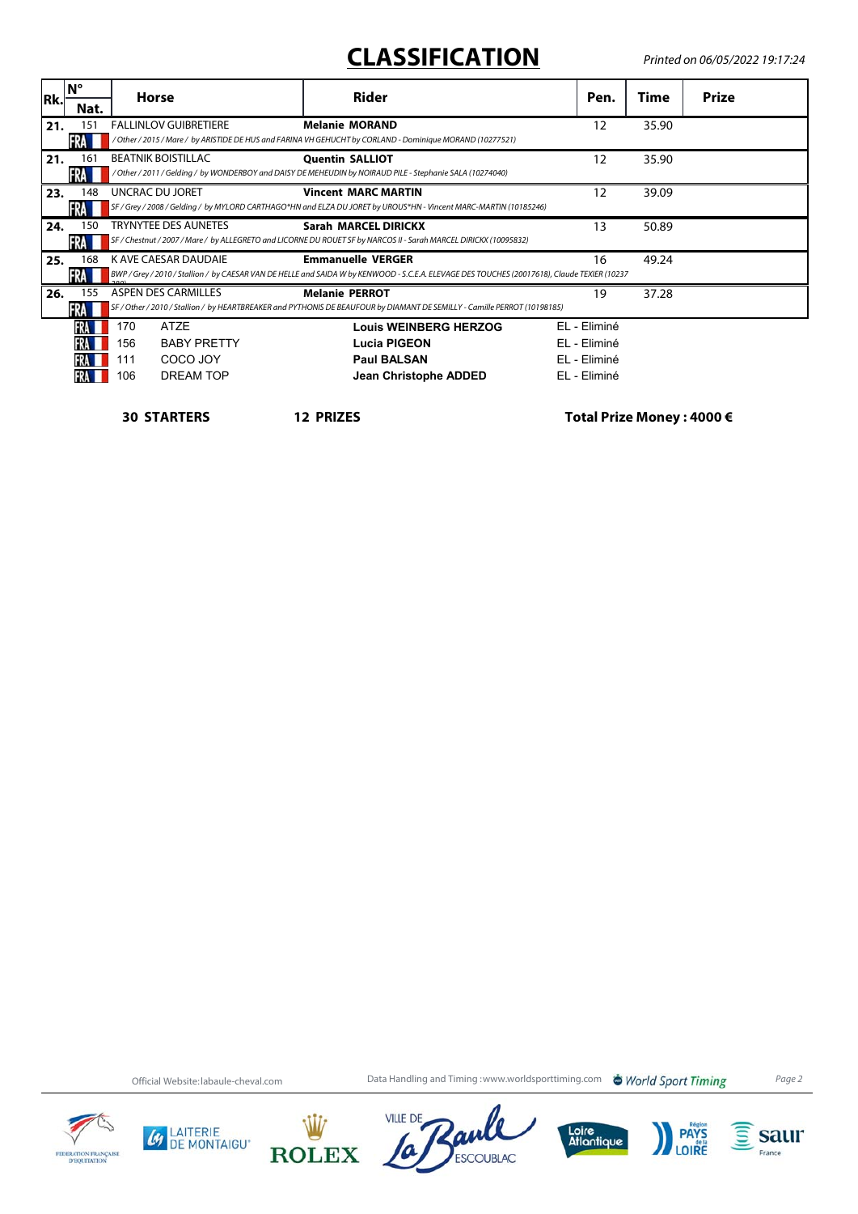# CLASSIFICATION

*Printed on 06/05/2022 19:17:24*

| Rk. | N° Nat. | Horse | Rider | Pen. | Time | Prize |
|---|---|---|---|---|---|---|
| 21. | 151 FRA | FALLINLOV GUIBRETIERE<br>*/ Other / 2015 / Mare / by ARISTIDE DE HUS and FARINA VH GEHUCHT by CORLAND - Dominique MORAND (10277521)* | **Melanie MORAND** | 12 | 35.90 | |
| 21. | 161 FRA | BEATNIK BOISTILLAC<br>*/ Other / 2011 / Gelding / by WONDERBOY and DAISY DE MEHEUDIN by NOIRAUD PILE - Stephanie SALA (10274040)* | **Quentin SALLIOT** | 12 | 35.90 | |
| 23. | 148 FRA | UNCRAC DU JORET<br>*SF / Grey / 2008 / Gelding / by MYLORD CARTHAGO\*HN and ELZA DU JORET by UROUS\*HN - Vincent MARC-MARTIN (10185246)* | **Vincent MARC MARTIN** | 12 | 39.09 | |
| 24. | 150 FRA | TRYNYTEE DES AUNETES<br>*SF / Chestnut / 2007 / Mare / by ALLEGRETO and LICORNE DU ROUET SF by NARCOS II - Sarah MARCEL DIRICKX (10095832)* | **Sarah MARCEL DIRICKX** | 13 | 50.89 | |
| 25. | 168 FRA | K AVE CAESAR DAUDAIE<br>*BWP / Grey / 2010 / Stallion / by CAESAR VAN DE HELLE and SAIDA W by KENWOOD - S.C.E.A. ELEVAGE DES TOUCHES (20017618), Claude TEXIER (10237380)* | **Emmanuelle VERGER** | 16 | 49.24 | |
| 26. | 155 FRA | ASPEN DES CARMILLES<br>*SF / Other / 2010 / Stallion / by HEARTBREAKER and PYTHONIS DE BEAUFOUR by DIAMANT DE SEMILLY - Camille PERROT (10198185)* | **Melanie PERROT** | 19 | 37.28 | |
| | 170 FRA | ATZE | **Louis WEINBERG HERZOG** | EL - Eliminé | | |
| | 156 FRA | BABY PRETTY | **Lucia PIGEON** | EL - Eliminé | | |
| | 111 FRA | COCO JOY | **Paul BALSAN** | EL - Eliminé | | |
| | 106 FRA | DREAM TOP | **Jean Christophe ADDED** | EL - Eliminé | | |

**30 STARTERS** **12 PRIZES** **Total Prize Money : 4000 €**

Official Website: labaule-cheval.com Data Handling and Timing : www.worldsporttiming.com World Sport Timing